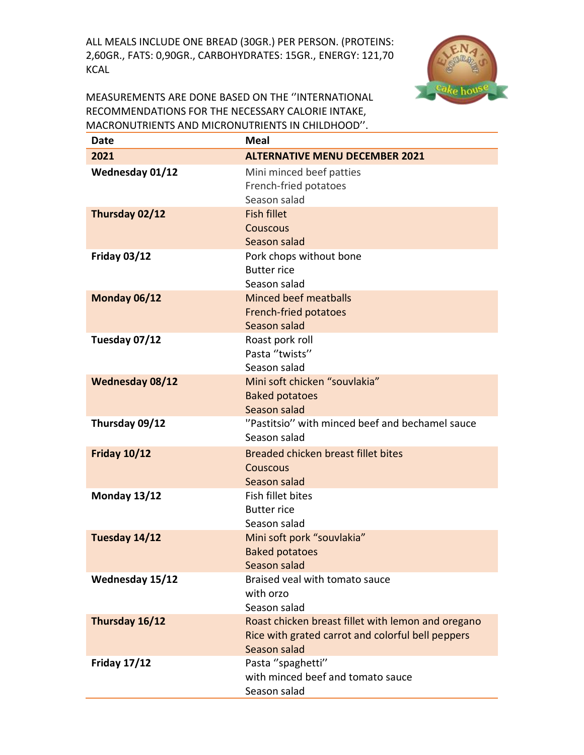ALL MEALS INCLUDE ONE BREAD (30GR.) PER PERSON. (PROTEINS: 2,60GR., FATS: 0,90GR., CARBOHYDRATES: 15GR., ENERGY: 121,70 KCAL

MEASUREMENTS ARE DONE BASED ON THE ''INTERNATIONAL RECOMMENDATIONS FOR THE NECESSARY CALORIE INTAKE, MACRONUTRIENTS AND MICRONUTRIENTS IN CHILDHOOD''.

| Date | Meal |
|---|---|
| **2021** | **ALTERNATIVE MENU DECEMBER 2021** |
| **Wednesday 01/12** | Mini minced beef patties<br>French-fried potatoes<br>Season salad |
| **Thursday 02/12** | Fish fillet<br>Couscous<br>Season salad |
| **Friday 03/12** | Pork chops without bone<br>Butter rice<br>Season salad |
| **Monday 06/12** | Minced beef meatballs<br>French-fried potatoes<br>Season salad |
| **Tuesday 07/12** | Roast pork roll<br>Pasta ''twists''<br>Season salad |
| **Wednesday 08/12** | Mini soft chicken "souvlakia"<br>Baked potatoes<br>Season salad |
| **Thursday 09/12** | ''Pastitsio'' with minced beef and bechamel sauce<br>Season salad |
| **Friday 10/12** | Breaded chicken breast fillet bites<br>Couscous<br>Season salad |
| **Monday 13/12** | Fish fillet bites<br>Butter rice<br>Season salad |
| **Tuesday 14/12** | Mini soft pork "souvlakia"<br>Baked potatoes<br>Season salad |
| **Wednesday 15/12** | Braised veal with tomato sauce<br>with orzo<br>Season salad |
| **Thursday 16/12** | Roast chicken breast fillet with lemon and oregano<br>Rice with grated carrot and colorful bell peppers<br>Season salad |
| **Friday 17/12** | Pasta ''spaghetti''<br>with minced beef and tomato sauce<br>Season salad |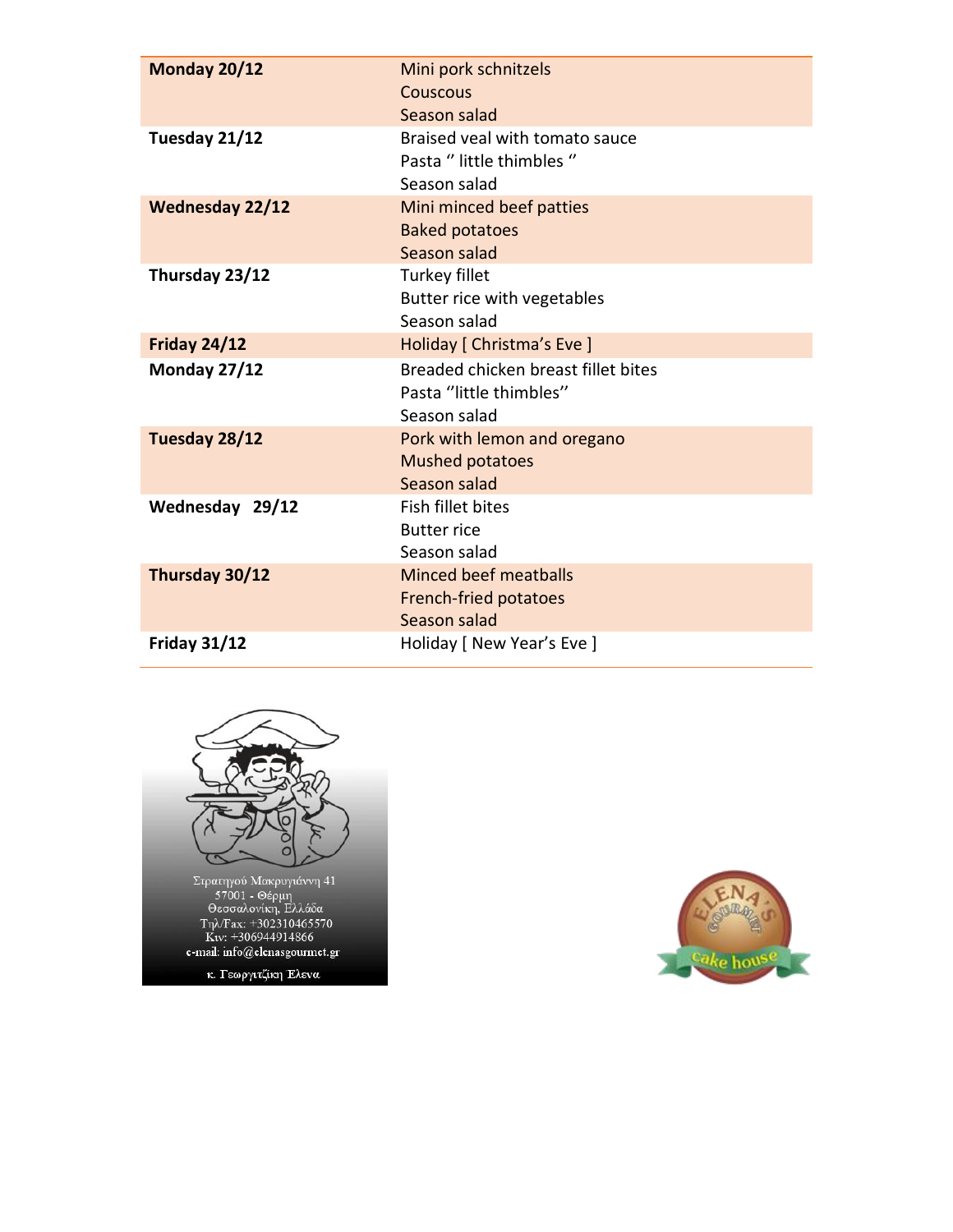| | |
|---|---|
| **Monday 20/12** | Mini pork schnitzels<br>Couscous<br>Season salad |
| **Tuesday 21/12** | Braised veal with tomato sauce<br>Pasta " little thimbles "<br>Season salad |
| **Wednesday 22/12** | Mini minced beef patties<br>Baked potatoes<br>Season salad |
| **Thursday 23/12** | Turkey fillet<br>Butter rice with vegetables<br>Season salad |
| **Friday 24/12** | Holiday [ Christma's Eve ] |
| **Monday 27/12** | Breaded chicken breast fillet bites<br>Pasta "little thimbles"<br>Season salad |
| **Tuesday 28/12** | Pork with lemon and oregano<br>Mushed potatoes<br>Season salad |
| **Wednesday 29/12** | Fish fillet bites<br>Butter rice<br>Season salad |
| **Thursday 30/12** | Minced beef meatballs<br>French-fried potatoes<br>Season salad |
| **Friday 31/12** | Holiday [ New Year's Eve ] |

Στρατηγού Μακρυγιάννη 41
57001 - Θέρμη
Θεσσαλονίκη, Ελλάδα
Τηλ/Fax: +302310465570
Κιν: +306944914866
e-mail: info@elenasgourmet.gr

κ. Γεωργιτζίκη Έλενα

ELENA'S GOURMET cake house